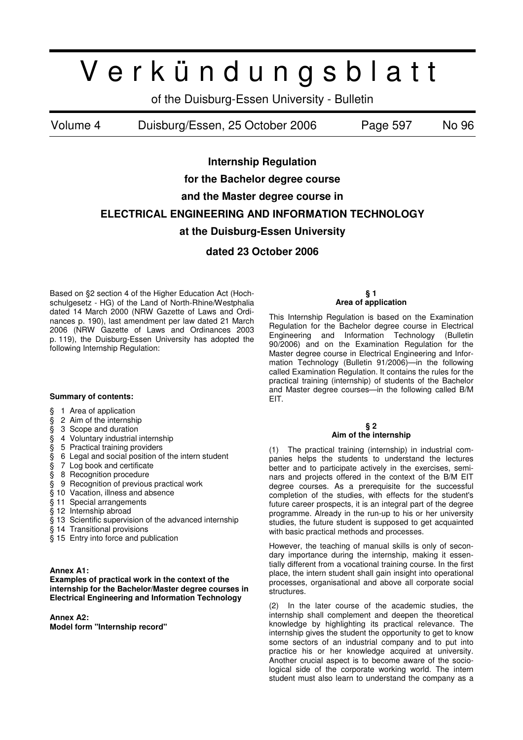# Verkündungsblatt

of the Duisburg-Essen University - Bulletin

Volume 4 Duisburg/Essen, 25 October 2006 Page 597 No 96

## Internship Regulation for the Bachelor degree course and the Master degree course in ELECTRICAL ENGINEERING AND INFORMATION TECHNOLOGY at the Duisburg-Essen University

## dated 23 October 2006

Based on §2 section 4 of the Higher Education Act (Hochschulgesetz - HG) of the Land of North-Rhine/Westphalia dated 14 March 2000 (NRW Gazette of Laws and Ordinances p. 190), last amendment per law dated 21 March 2006 (NRW Gazette of Laws and Ordinances 2003 p. 119), the Duisburg-Essen University has adopted the following Internship Regulation:

**Summary of contents:**

- § 1 Area of application
- § 2 Aim of the internship
- § 3 Scope and duration
- § 4 Voluntary industrial internship
- § 5 Practical training providers
- § 6 Legal and social position of the intern student
- § 7 Log book and certificate
- § 8 Recognition procedure
- § 9 Recognition of previous practical work
- § 10 Vacation, illness and absence
- § 11 Special arrangements
- § 12 Internship abroad
- § 13 Scientific supervision of the advanced internship
- § 14 Transitional provisions
- § 15 Entry into force and publication

**Annex A1:**
**Examples of practical work in the context of the internship for the Bachelor/Master degree courses in Electrical Engineering and Information Technology**

**Annex A2:**
**Model form "Internship record"**

### § 1
### Area of application

This Internship Regulation is based on the Examination Regulation for the Bachelor degree course in Electrical Engineering and Information Technology (Bulletin 90/2006) and on the Examination Regulation for the Master degree course in Electrical Engineering and Information Technology (Bulletin 91/2006)—in the following called Examination Regulation. It contains the rules for the practical training (internship) of students of the Bachelor and Master degree courses—in the following called B/M EIT.

### § 2
### Aim of the internship

(1) The practical training (internship) in industrial companies helps the students to understand the lectures better and to participate actively in the exercises, seminars and projects offered in the context of the B/M EIT degree courses. As a prerequisite for the successful completion of the studies, with effects for the student's future career prospects, it is an integral part of the degree programme. Already in the run-up to his or her university studies, the future student is supposed to get acquainted with basic practical methods and processes.

However, the teaching of manual skills is only of secondary importance during the internship, making it essentially different from a vocational training course. In the first place, the intern student shall gain insight into operational processes, organisational and above all corporate social structures.

(2) In the later course of the academic studies, the internship shall complement and deepen the theoretical knowledge by highlighting its practical relevance. The internship gives the student the opportunity to get to know some sectors of an industrial company and to put into practice his or her knowledge acquired at university. Another crucial aspect is to become aware of the sociological side of the corporate working world. The intern student must also learn to understand the company as a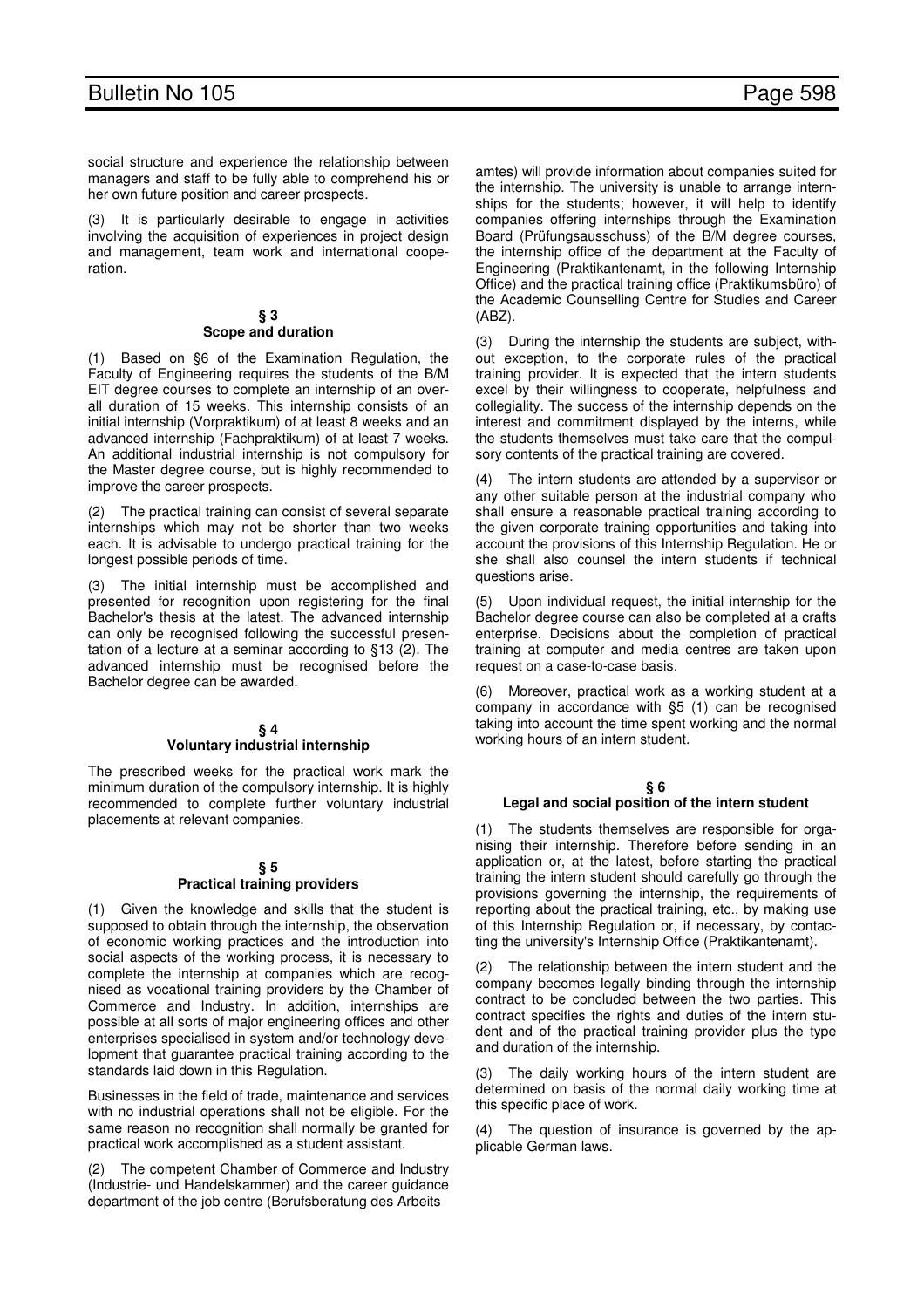social structure and experience the relationship between managers and staff to be fully able to comprehend his or her own future position and career prospects.

(3) It is particularly desirable to engage in activities involving the acquisition of experiences in project design and management, team work and international cooperation.

### § 3
### Scope and duration

(1) Based on §6 of the Examination Regulation, the Faculty of Engineering requires the students of the B/M EIT degree courses to complete an internship of an overall duration of 15 weeks. This internship consists of an initial internship (Vorpraktikum) of at least 8 weeks and an advanced internship (Fachpraktikum) of at least 7 weeks. An additional industrial internship is not compulsory for the Master degree course, but is highly recommended to improve the career prospects.

(2) The practical training can consist of several separate internships which may not be shorter than two weeks each. It is advisable to undergo practical training for the longest possible periods of time.

(3) The initial internship must be accomplished and presented for recognition upon registering for the final Bachelor's thesis at the latest. The advanced internship can only be recognised following the successful presentation of a lecture at a seminar according to §13 (2). The advanced internship must be recognised before the Bachelor degree can be awarded.

### § 4
### Voluntary industrial internship

The prescribed weeks for the practical work mark the minimum duration of the compulsory internship. It is highly recommended to complete further voluntary industrial placements at relevant companies.

### § 5
### Practical training providers

(1) Given the knowledge and skills that the student is supposed to obtain through the internship, the observation of economic working practices and the introduction into social aspects of the working process, it is necessary to complete the internship at companies which are recognised as vocational training providers by the Chamber of Commerce and Industry. In addition, internships are possible at all sorts of major engineering offices and other enterprises specialised in system and/or technology development that guarantee practical training according to the standards laid down in this Regulation.

Businesses in the field of trade, maintenance and services with no industrial operations shall not be eligible. For the same reason no recognition shall normally be granted for practical work accomplished as a student assistant.

(2) The competent Chamber of Commerce and Industry (Industrie- und Handelskammer) and the career guidance department of the job centre (Berufsberatung des Arbeitsamtes) will provide information about companies suited for the internship. The university is unable to arrange internships for the students; however, it will help to identify companies offering internships through the Examination Board (Prüfungsausschuss) of the B/M degree courses, the internship office of the department at the Faculty of Engineering (Praktikantenamt, in the following Internship Office) and the practical training office (Praktikumsbüro) of the Academic Counselling Centre for Studies and Career (ABZ).

(3) During the internship the students are subject, without exception, to the corporate rules of the practical training provider. It is expected that the intern students excel by their willingness to cooperate, helpfulness and collegiality. The success of the internship depends on the interest and commitment displayed by the interns, while the students themselves must take care that the compulsory contents of the practical training are covered.

(4) The intern students are attended by a supervisor or any other suitable person at the industrial company who shall ensure a reasonable practical training according to the given corporate training opportunities and taking into account the provisions of this Internship Regulation. He or she shall also counsel the intern students if technical questions arise.

(5) Upon individual request, the initial internship for the Bachelor degree course can also be completed at a crafts enterprise. Decisions about the completion of practical training at computer and media centres are taken upon request on a case-to-case basis.

(6) Moreover, practical work as a working student at a company in accordance with §5 (1) can be recognised taking into account the time spent working and the normal working hours of an intern student.

### § 6
### Legal and social position of the intern student

(1) The students themselves are responsible for organising their internship. Therefore before sending in an application or, at the latest, before starting the practical training the intern student should carefully go through the provisions governing the internship, the requirements of reporting about the practical training, etc., by making use of this Internship Regulation or, if necessary, by contacting the university's Internship Office (Praktikantenamt).

(2) The relationship between the intern student and the company becomes legally binding through the internship contract to be concluded between the two parties. This contract specifies the rights and duties of the intern student and of the practical training provider plus the type and duration of the internship.

(3) The daily working hours of the intern student are determined on basis of the normal daily working time at this specific place of work.

(4) The question of insurance is governed by the applicable German laws.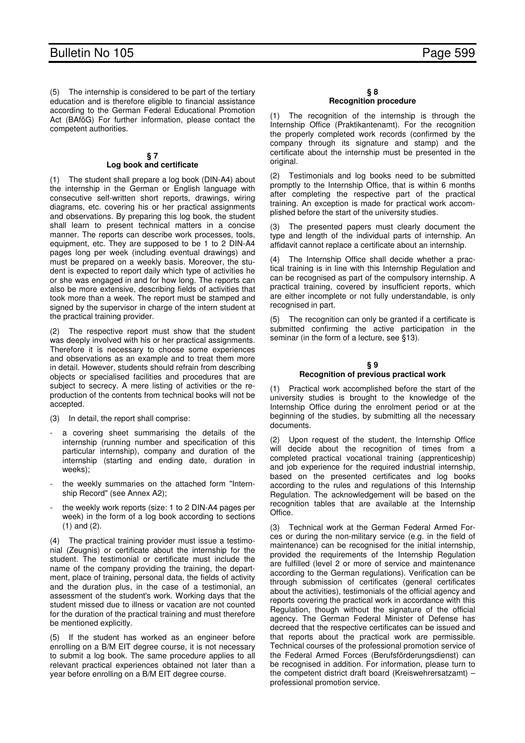(5) The internship is considered to be part of the tertiary education and is therefore eligible to financial assistance according to the German Federal Educational Promotion Act (BAföG) For further information, please contact the competent authorities.

## § 7
## Log book and certificate

(1) The student shall prepare a log book (DIN-A4) about the internship in the German or English language with consecutive self-written short reports, drawings, wiring diagrams, etc. covering his or her practical assignments and observations. By preparing this log book, the student shall learn to present technical matters in a concise manner. The reports can describe work processes, tools, equipment, etc. They are supposed to be 1 to 2 DIN-A4 pages long per week (including eventual drawings) and must be prepared on a weekly basis. Moreover, the student is expected to report daily which type of activities he or she was engaged in and for how long. The reports can also be more extensive, describing fields of activities that took more than a week. The report must be stamped and signed by the supervisor in charge of the intern student at the practical training provider.

(2) The respective report must show that the student was deeply involved with his or her practical assignments. Therefore it is necessary to choose some experiences and observations as an example and to treat them more in detail. However, students should refrain from describing objects or specialised facilities and procedures that are subject to secrecy. A mere listing of activities or the reproduction of the contents from technical books will not be accepted.

(3) In detail, the report shall comprise:

- a covering sheet summarising the details of the internship (running number and specification of this particular internship), company and duration of the internship (starting and ending date, duration in weeks);
- the weekly summaries on the attached form "Internship Record" (see Annex A2);
- the weekly work reports (size: 1 to 2 DIN-A4 pages per week) in the form of a log book according to sections (1) and (2).

(4) The practical training provider must issue a testimonial (Zeugnis) or certificate about the internship for the student. The testimonial or certificate must include the name of the company providing the training, the department, place of training, personal data, the fields of activity and the duration plus, in the case of a testimonial, an assessment of the student's work. Working days that the student missed due to illness or vacation are not counted for the duration of the practical training and must therefore be mentioned explicitly.

(5) If the student has worked as an engineer before enrolling on a B/M EIT degree course, it is not necessary to submit a log book. The same procedure applies to all relevant practical experiences obtained not later than a year before enrolling on a B/M EIT degree course.

## § 8
## Recognition procedure

(1) The recognition of the internship is through the Internship Office (Praktikantenamt). For the recognition the properly completed work records (confirmed by the company through its signature and stamp) and the certificate about the internship must be presented in the original.

(2) Testimonials and log books need to be submitted promptly to the Internship Office, that is within 6 months after completing the respective part of the practical training. An exception is made for practical work accomplished before the start of the university studies.

(3) The presented papers must clearly document the type and length of the individual parts of internship. An affidavit cannot replace a certificate about an internship.

(4) The Internship Office shall decide whether a practical training is in line with this Internship Regulation and can be recognised as part of the compulsory internship. A practical training, covered by insufficient reports, which are either incomplete or not fully understandable, is only recognised in part.

(5) The recognition can only be granted if a certificate is submitted confirming the active participation in the seminar (in the form of a lecture, see §13).

## § 9
## Recognition of previous practical work

(1) Practical work accomplished before the start of the university studies is brought to the knowledge of the Internship Office during the enrolment period or at the beginning of the studies, by submitting all the necessary documents.

(2) Upon request of the student, the Internship Office will decide about the recognition of times from a completed practical vocational training (apprenticeship) and job experience for the required industrial internship, based on the presented certificates and log books according to the rules and regulations of this Internship Regulation. The acknowledgement will be based on the recognition tables that are available at the Internship Office.

(3) Technical work at the German Federal Armed Forces or during the non-military service (e.g. in the field of maintenance) can be recognised for the initial internship, provided the requirements of the Internship Regulation are fulfilled (level 2 or more of service and maintenance according to the German regulations). Verification can be through submission of certificates (general certificates about the activities), testimonials of the official agency and reports covering the practical work in accordance with this Regulation, though without the signature of the official agency. The German Federal Minister of Defense has decreed that the respective certificates can be issued and that reports about the practical work are permissible. Technical courses of the professional promotion service of the Federal Armed Forces (Berufsförderungsdienst) can be recognised in addition. For information, please turn to the competent district draft board (Kreiswehrersatzamt) – professional promotion service.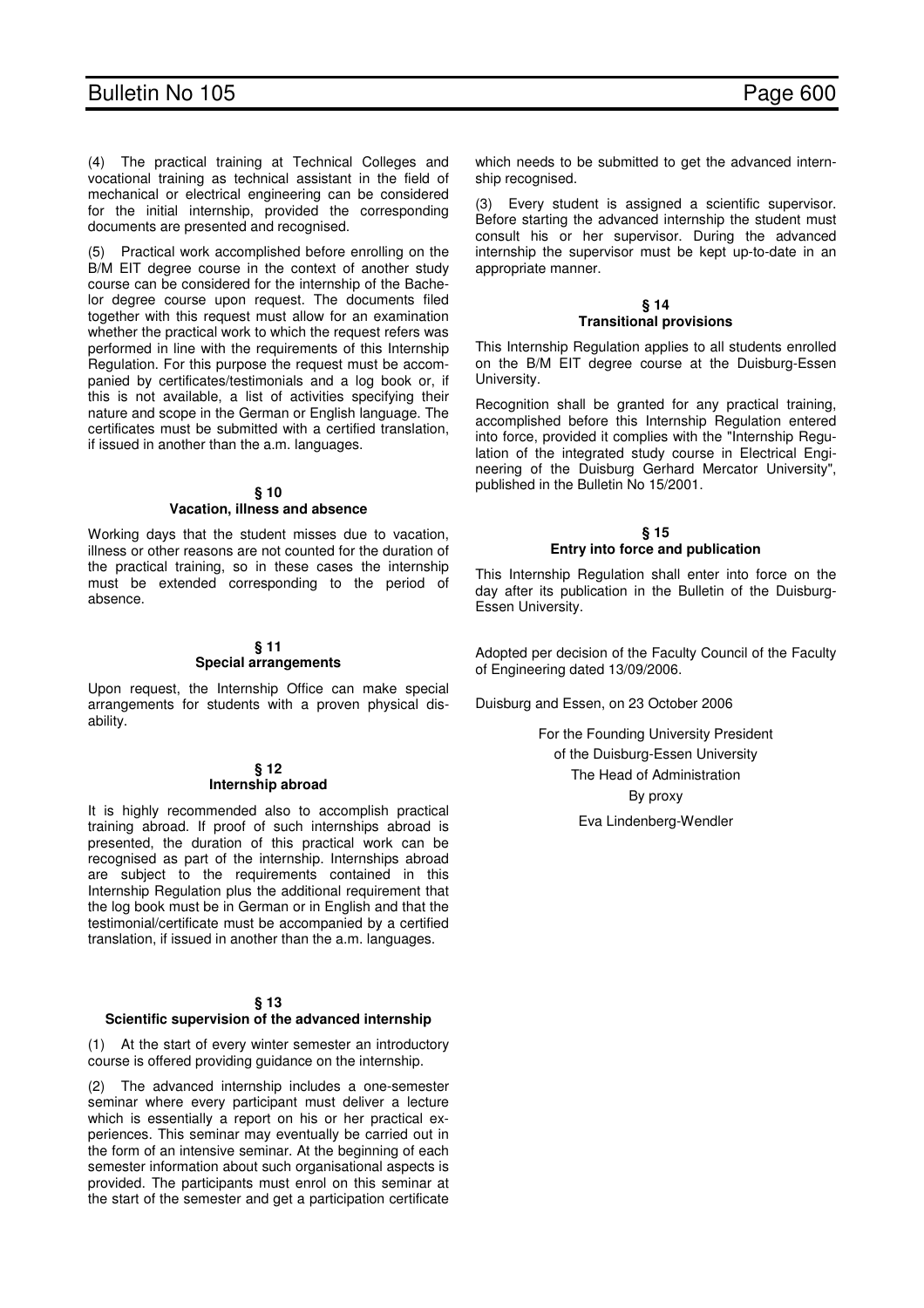(4) The practical training at Technical Colleges and vocational training as technical assistant in the field of mechanical or electrical engineering can be considered for the initial internship, provided the corresponding documents are presented and recognised.

(5) Practical work accomplished before enrolling on the B/M EIT degree course in the context of another study course can be considered for the internship of the Bachelor degree course upon request. The documents filed together with this request must allow for an examination whether the practical work to which the request refers was performed in line with the requirements of this Internship Regulation. For this purpose the request must be accompanied by certificates/testimonials and a log book or, if this is not available, a list of activities specifying their nature and scope in the German or English language. The certificates must be submitted with a certified translation, if issued in another than the a.m. languages.

### § 10
### Vacation, illness and absence

Working days that the student misses due to vacation, illness or other reasons are not counted for the duration of the practical training, so in these cases the internship must be extended corresponding to the period of absence.

### § 11
### Special arrangements

Upon request, the Internship Office can make special arrangements for students with a proven physical disability.

### § 12
### Internship abroad

It is highly recommended also to accomplish practical training abroad. If proof of such internships abroad is presented, the duration of this practical work can be recognised as part of the internship. Internships abroad are subject to the requirements contained in this Internship Regulation plus the additional requirement that the log book must be in German or in English and that the testimonial/certificate must be accompanied by a certified translation, if issued in another than the a.m. languages.

### § 13
### Scientific supervision of the advanced internship

(1) At the start of every winter semester an introductory course is offered providing guidance on the internship.

(2) The advanced internship includes a one-semester seminar where every participant must deliver a lecture which is essentially a report on his or her practical experiences. This seminar may eventually be carried out in the form of an intensive seminar. At the beginning of each semester information about such organisational aspects is provided. The participants must enrol on this seminar at the start of the semester and get a participation certificate which needs to be submitted to get the advanced internship recognised.

(3) Every student is assigned a scientific supervisor. Before starting the advanced internship the student must consult his or her supervisor. During the advanced internship the supervisor must be kept up-to-date in an appropriate manner.

### § 14
### Transitional provisions

This Internship Regulation applies to all students enrolled on the B/M EIT degree course at the Duisburg-Essen University.

Recognition shall be granted for any practical training, accomplished before this Internship Regulation entered into force, provided it complies with the "Internship Regulation of the integrated study course in Electrical Engineering of the Duisburg Gerhard Mercator University", published in the Bulletin No 15/2001.

### § 15
### Entry into force and publication

This Internship Regulation shall enter into force on the day after its publication in the Bulletin of the Duisburg-Essen University.

Adopted per decision of the Faculty Council of the Faculty of Engineering dated 13/09/2006.

Duisburg and Essen, on 23 October 2006

For the Founding University President
of the Duisburg-Essen University
The Head of Administration
By proxy
Eva Lindenberg-Wendler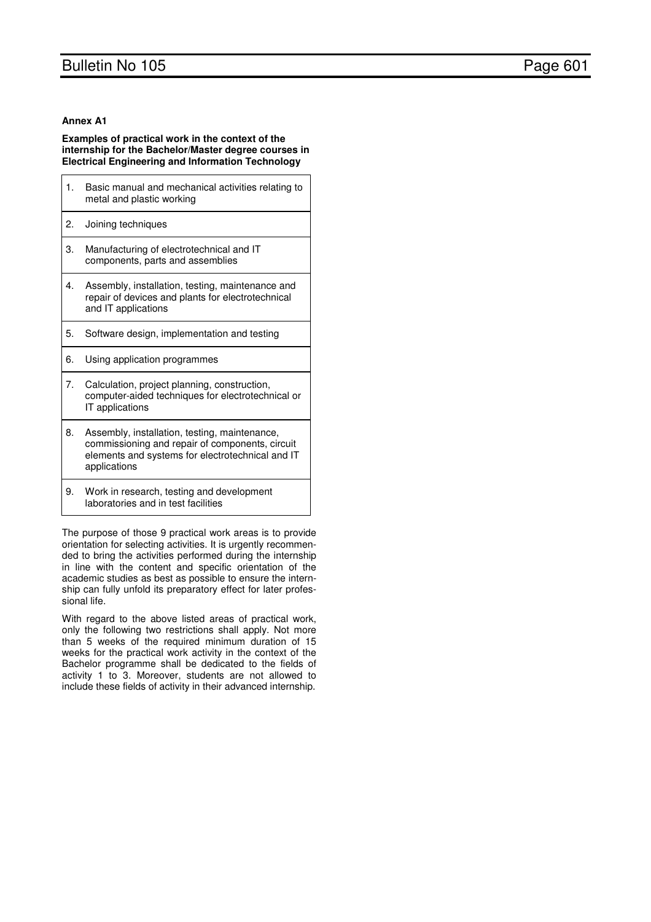**Annex A1**

**Examples of practical work in the context of the internship for the Bachelor/Master degree courses in Electrical Engineering and Information Technology**

| | |
|---|---|
| 1. | Basic manual and mechanical activities relating to metal and plastic working |
| 2. | Joining techniques |
| 3. | Manufacturing of electrotechnical and IT components, parts and assemblies |
| 4. | Assembly, installation, testing, maintenance and repair of devices and plants for electrotechnical and IT applications |
| 5. | Software design, implementation and testing |
| 6. | Using application programmes |
| 7. | Calculation, project planning, construction, computer-aided techniques for electrotechnical or IT applications |
| 8. | Assembly, installation, testing, maintenance, commissioning and repair of components, circuit elements and systems for electrotechnical and IT applications |
| 9. | Work in research, testing and development laboratories and in test facilities |

The purpose of those 9 practical work areas is to provide orientation for selecting activities. It is urgently recommended to bring the activities performed during the internship in line with the content and specific orientation of the academic studies as best as possible to ensure the internship can fully unfold its preparatory effect for later professional life.

With regard to the above listed areas of practical work, only the following two restrictions shall apply. Not more than 5 weeks of the required minimum duration of 15 weeks for the practical work activity in the context of the Bachelor programme shall be dedicated to the fields of activity 1 to 3. Moreover, students are not allowed to include these fields of activity in their advanced internship.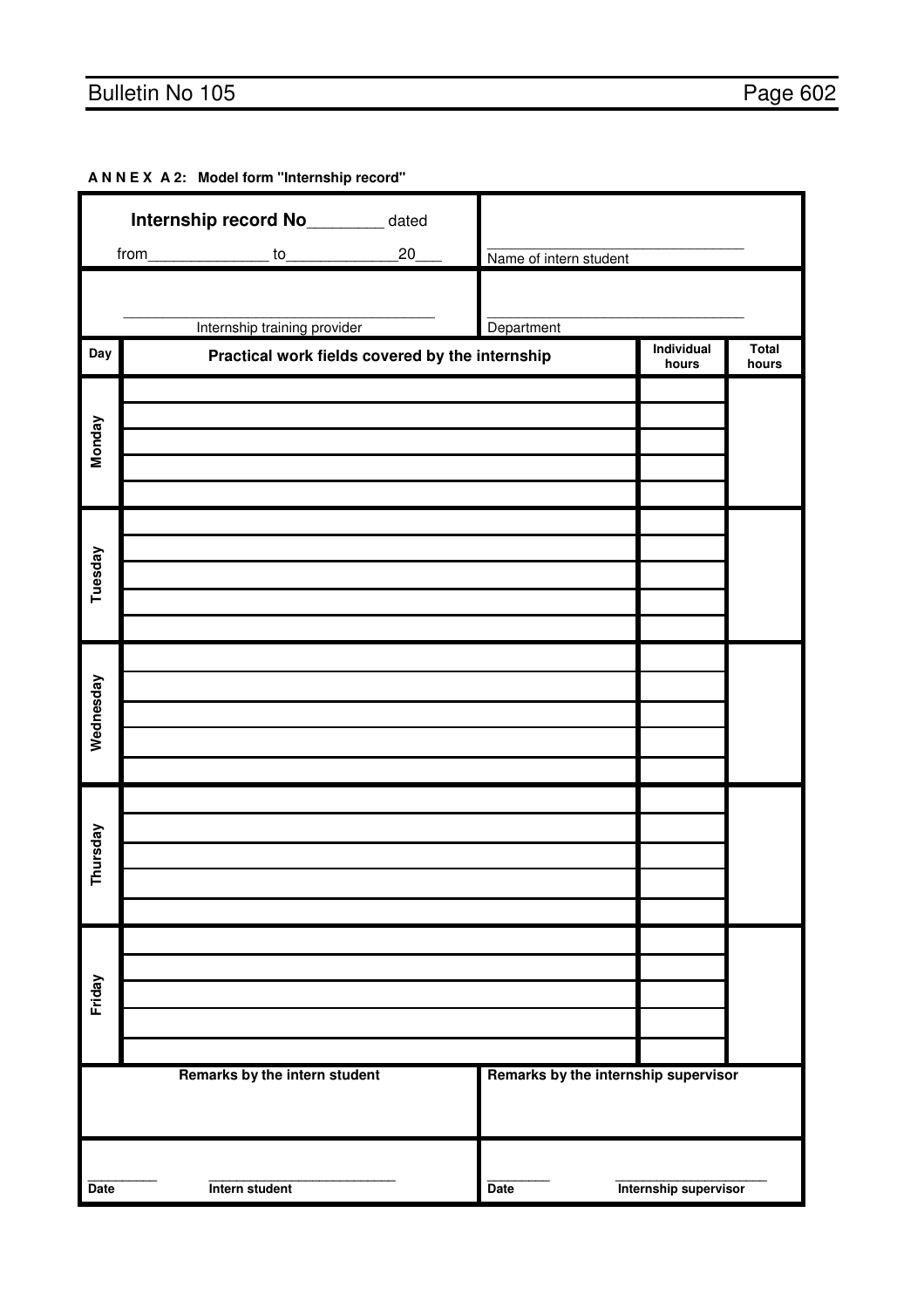**A N N E X A 2: Model form "Internship record"**

| | | | |
|---|---|---|---|
| **Internship record No**________ dated<br>from_______________ to______________20___ | | Name of intern student | |
| Internship training provider | | Department | |
| **Day** | **Practical work fields covered by the internship** | **Individual hours** | **Total hours** |
| **Monday** | | | |
| | | | |
| | | | |
| | | | |
| | | | |
| **Tuesday** | | | |
| | | | |
| | | | |
| | | | |
| | | | |
| **Wednesday** | | | |
| | | | |
| | | | |
| | | | |
| | | | |
| **Thursday** | | | |
| | | | |
| | | | |
| | | | |
| | | | |
| **Friday** | | | |
| | | | |
| | | | |
| | | | |
| | | | |
| **Remarks by the intern student** | | **Remarks by the internship supervisor** | |
| __________ **Date** | __________________________ **Intern student** | _________ **Date** | _____________________ **Internship supervisor** |